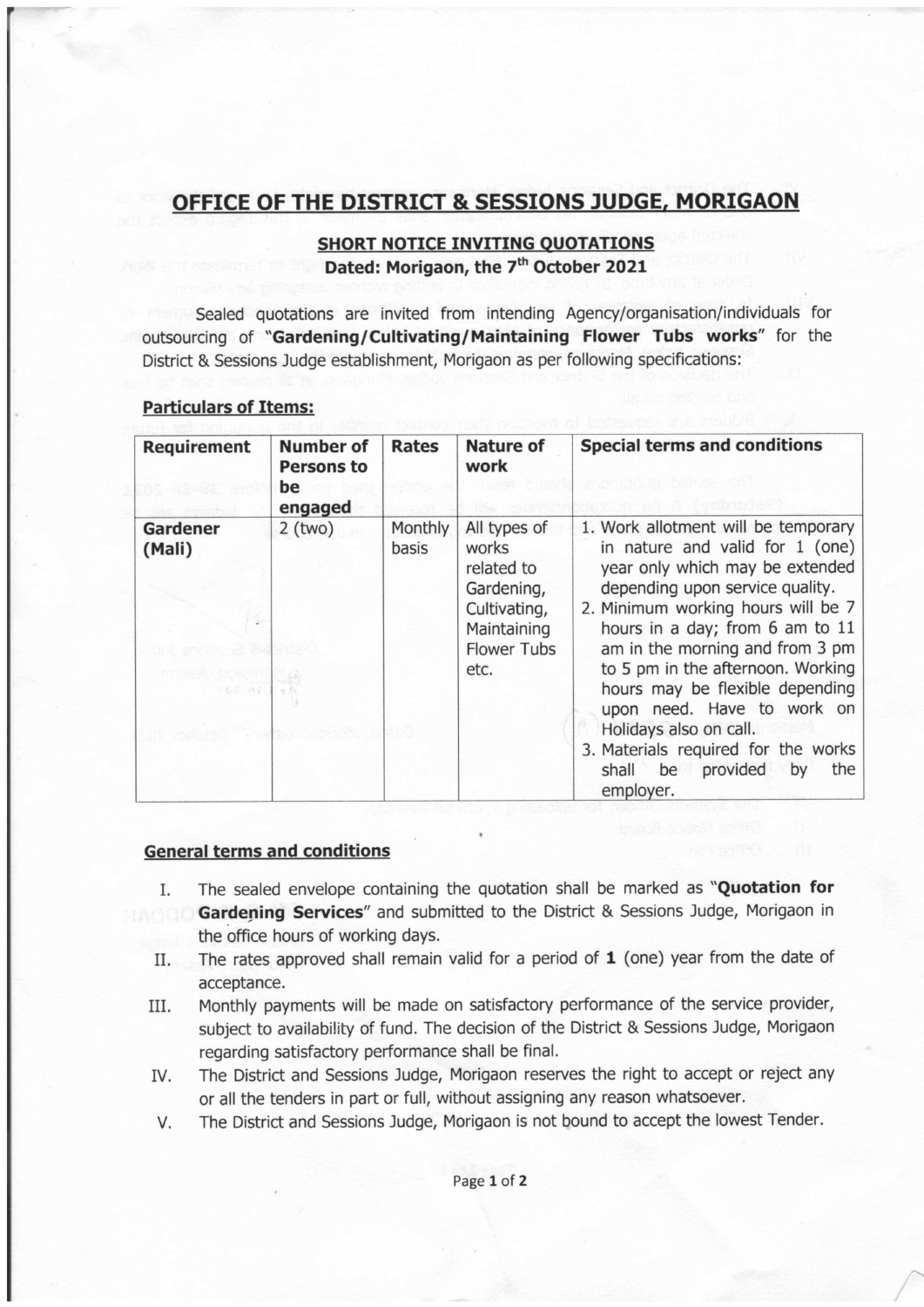# OFFICE OF THE DISTRICT & SESSIONS JUDGE, MORIGAON

## SHORT NOTICE INVITING QUOTATIONS

**Dated: Morigaon, the 7th October 2021**

Sealed quotations are invited from intending Agency/organisation/individuals for outsourcing of "**Gardening/Cultivating/Maintaining Flower Tubs works**" for the District & Sessions Judge establishment, Morigaon as per following specifications:

### Particulars of Items:

| Requirement | Number of Persons to be engaged | Rates | Nature of work | Special terms and conditions |
|---|---|---|---|---|
| **Gardener (Mali)** | 2 (two) | Monthly basis | All types of works related to Gardening, Cultivating, Maintaining Flower Tubs etc. | 1. Work allotment will be temporary in nature and valid for 1 (one) year only which may be extended depending upon service quality. 2. Minimum working hours will be 7 hours in a day; from 6 am to 11 am in the morning and from 3 pm to 5 pm in the afternoon. Working hours may be flexible depending upon need. Have to work on Holidays also on call. 3. Materials required for the works shall be provided by the employer. |

### General terms and conditions

I. The sealed envelope containing the quotation shall be marked as "**Quotation for Gardening Services**" and submitted to the District & Sessions Judge, Morigaon in the office hours of working days.

II. The rates approved shall remain valid for a period of **1** (one) year from the date of acceptance.

III. Monthly payments will be made on satisfactory performance of the service provider, subject to availability of fund. The decision of the District & Sessions Judge, Morigaon regarding satisfactory performance shall be final.

IV. The District and Sessions Judge, Morigaon reserves the right to accept or reject any or all the tenders in part or full, without assigning any reason whatsoever.

V. The District and Sessions Judge, Morigaon is not bound to accept the lowest Tender.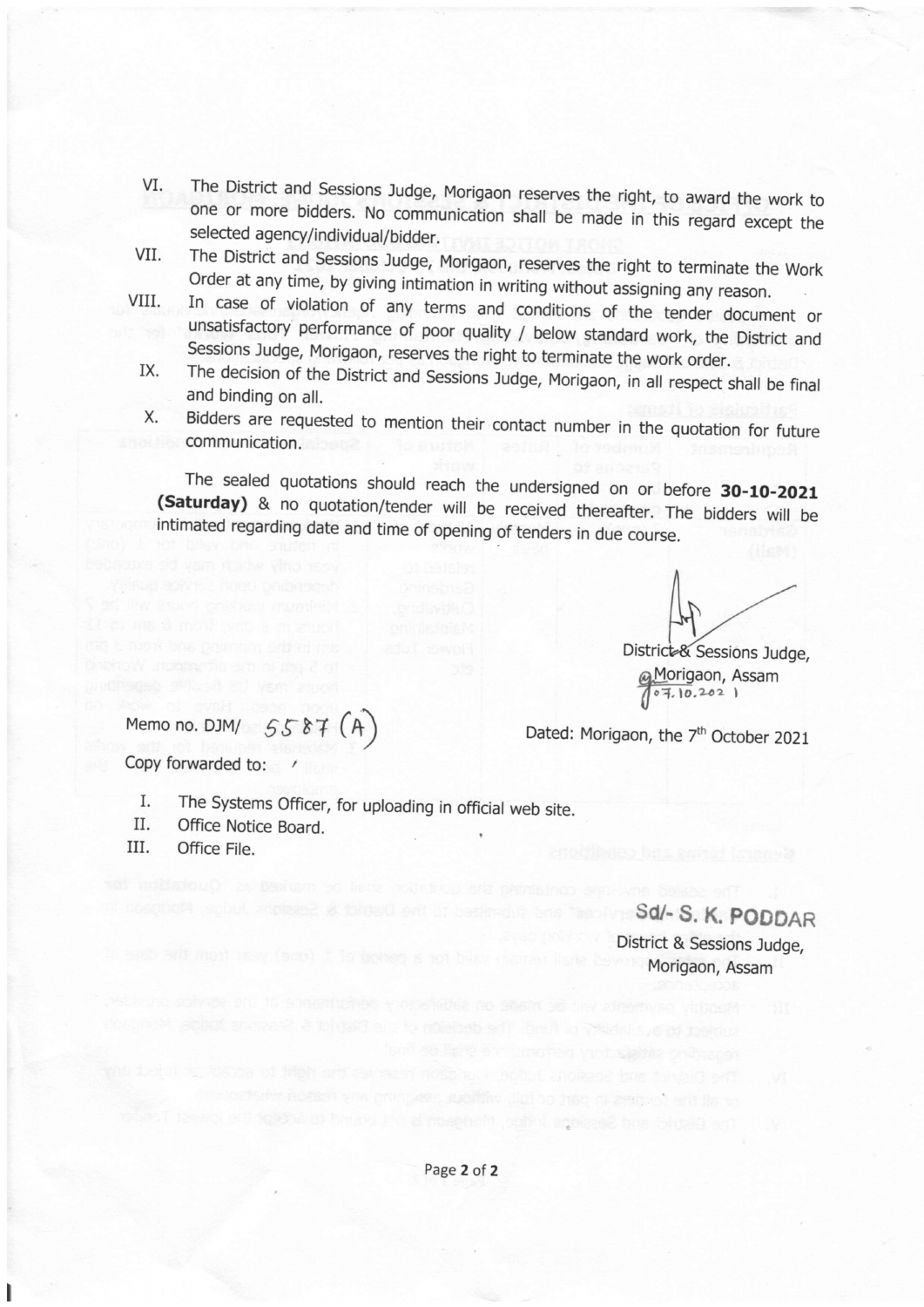VI. The District and Sessions Judge, Morigaon reserves the right, to award the work to one or more bidders. No communication shall be made in this regard except the selected agency/individual/bidder.

VII. The District and Sessions Judge, Morigaon, reserves the right to terminate the Work Order at any time, by giving intimation in writing without assigning any reason.

VIII. In case of violation of any terms and conditions of the tender document or unsatisfactory performance of poor quality / below standard work, the District and Sessions Judge, Morigaon, reserves the right to terminate the work order.

IX. The decision of the District and Sessions Judge, Morigaon, in all respect shall be final and binding on all.

X. Bidders are requested to mention their contact number in the quotation for future communication.

The sealed quotations should reach the undersigned on or before **30-10-2021 (Saturday)** & no quotation/tender will be received thereafter. The bidders will be intimated regarding date and time of opening of tenders in due course.

District & Sessions Judge,
Morigaon, Assam
07.10.2021

Memo no. DJM/ 5587 (A)

Dated: Morigaon, the 7th October 2021

Copy forwarded to:

I. The Systems Officer, for uploading in official web site.
II. Office Notice Board.
III. Office File.

**Sd/- S. K. PODDAR**
District & Sessions Judge,
Morigaon, Assam